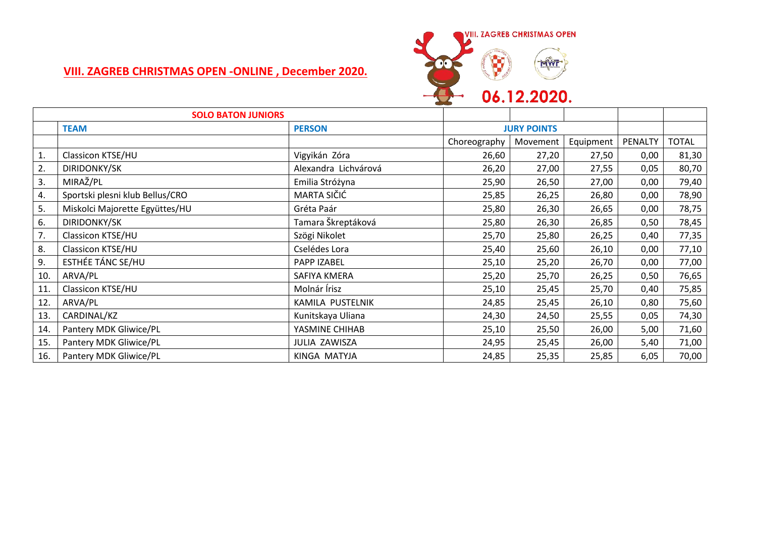**VIII. ZAGREB CHRISTMAS OPEN -ONLINE , December 2020.**

VIII. ZAGREB CHRISTMAS OPEN

06.12.2020.

| SOLO BATON JUNIORS | | | | | | | |
|---|---|---|---|---|---|---|---|
| | TEAM | PERSON | JURY POINTS | | | | |
| | | | Choreography | Movement | Equipment | PENALTY | TOTAL |
| 1. | Classicon KTSE/HU | Vigyikán Zóra | 26,60 | 27,20 | 27,50 | 0,00 | 81,30 |
| 2. | DIRIDONKY/SK | Alexandra Lichvárová | 26,20 | 27,00 | 27,55 | 0,05 | 80,70 |
| 3. | MIRAŽ/PL | Emilia Stróżyna | 25,90 | 26,50 | 27,00 | 0,00 | 79,40 |
| 4. | Sportski plesni klub Bellus/CRO | MARTA SIČIĆ | 25,85 | 26,25 | 26,80 | 0,00 | 78,90 |
| 5. | Miskolci Majorette Együttes/HU | Gréta Paár | 25,80 | 26,30 | 26,65 | 0,00 | 78,75 |
| 6. | DIRIDONKY/SK | Tamara Škreptáková | 25,80 | 26,30 | 26,85 | 0,50 | 78,45 |
| 7. | Classicon KTSE/HU | Szögi Nikolet | 25,70 | 25,80 | 26,25 | 0,40 | 77,35 |
| 8. | Classicon KTSE/HU | Cselédes Lora | 25,40 | 25,60 | 26,10 | 0,00 | 77,10 |
| 9. | ESTHÉE TÁNC SE/HU | PAPP IZABEL | 25,10 | 25,20 | 26,70 | 0,00 | 77,00 |
| 10. | ARVA/PL | SAFIYA KMERA | 25,20 | 25,70 | 26,25 | 0,50 | 76,65 |
| 11. | Classicon KTSE/HU | Molnár Írisz | 25,10 | 25,45 | 25,70 | 0,40 | 75,85 |
| 12. | ARVA/PL | KAMILA PUSTELNIK | 24,85 | 25,45 | 26,10 | 0,80 | 75,60 |
| 13. | CARDINAL/KZ | Kunitskaya Uliana | 24,30 | 24,50 | 25,55 | 0,05 | 74,30 |
| 14. | Pantery MDK Gliwice/PL | YASMINE CHIHAB | 25,10 | 25,50 | 26,00 | 5,00 | 71,60 |
| 15. | Pantery MDK Gliwice/PL | JULIA ZAWISZA | 24,95 | 25,45 | 26,00 | 5,40 | 71,00 |
| 16. | Pantery MDK Gliwice/PL | KINGA MATYJA | 24,85 | 25,35 | 25,85 | 6,05 | 70,00 |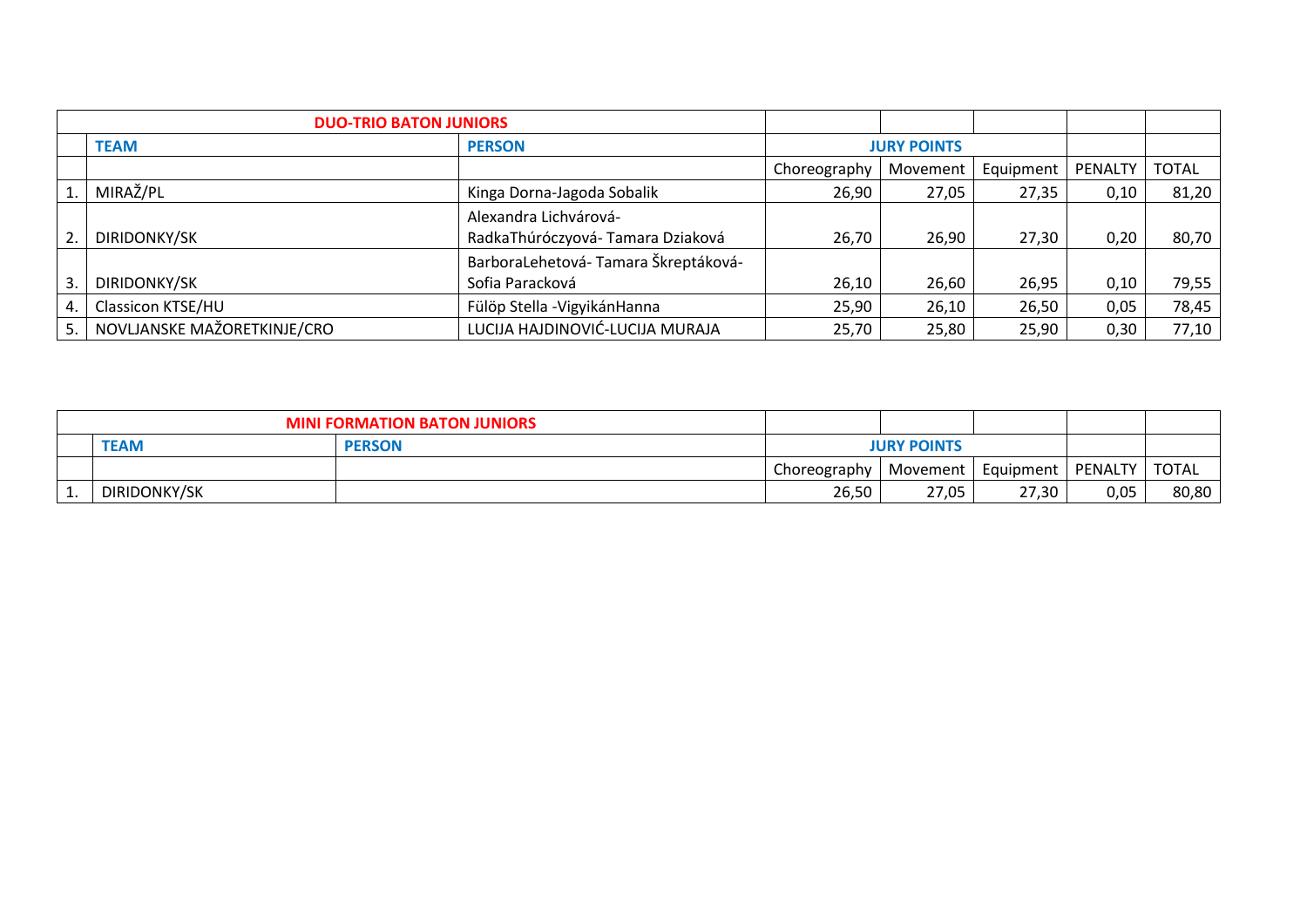| DUO-TRIO BATON JUNIORS | | | | | | | |
|---|---|---|---|---|---|---|---|
| | TEAM | PERSON | JURY POINTS | | | | |
| | | | Choreography | Movement | Equipment | PENALTY | TOTAL |
| 1. | MIRAŽ/PL | Kinga Dorna-Jagoda Sobalik | 26,90 | 27,05 | 27,35 | 0,10 | 81,20 |
| 2. | DIRIDONKY/SK | Alexandra Lichvárová- RadkaThúróczyová- Tamara Dziaková | 26,70 | 26,90 | 27,30 | 0,20 | 80,70 |
| 3. | DIRIDONKY/SK | BarboraLehetová- Tamara Škreptáková- Sofia Paracková | 26,10 | 26,60 | 26,95 | 0,10 | 79,55 |
| 4. | Classicon KTSE/HU | Fülöp Stella -VigyikánHanna | 25,90 | 26,10 | 26,50 | 0,05 | 78,45 |
| 5. | NOVLJANSKE MAŽORETKINJE/CRO | LUCIJA HAJDINOVIĆ-LUCIJA MURAJA | 25,70 | 25,80 | 25,90 | 0,30 | 77,10 |

| MINI FORMATION BATON JUNIORS | | | | | | | |
|---|---|---|---|---|---|---|---|
| | TEAM | PERSON | JURY POINTS | | | | |
| | | | Choreography | Movement | Equipment | PENALTY | TOTAL |
| 1. | DIRIDONKY/SK | | 26,50 | 27,05 | 27,30 | 0,05 | 80,80 |